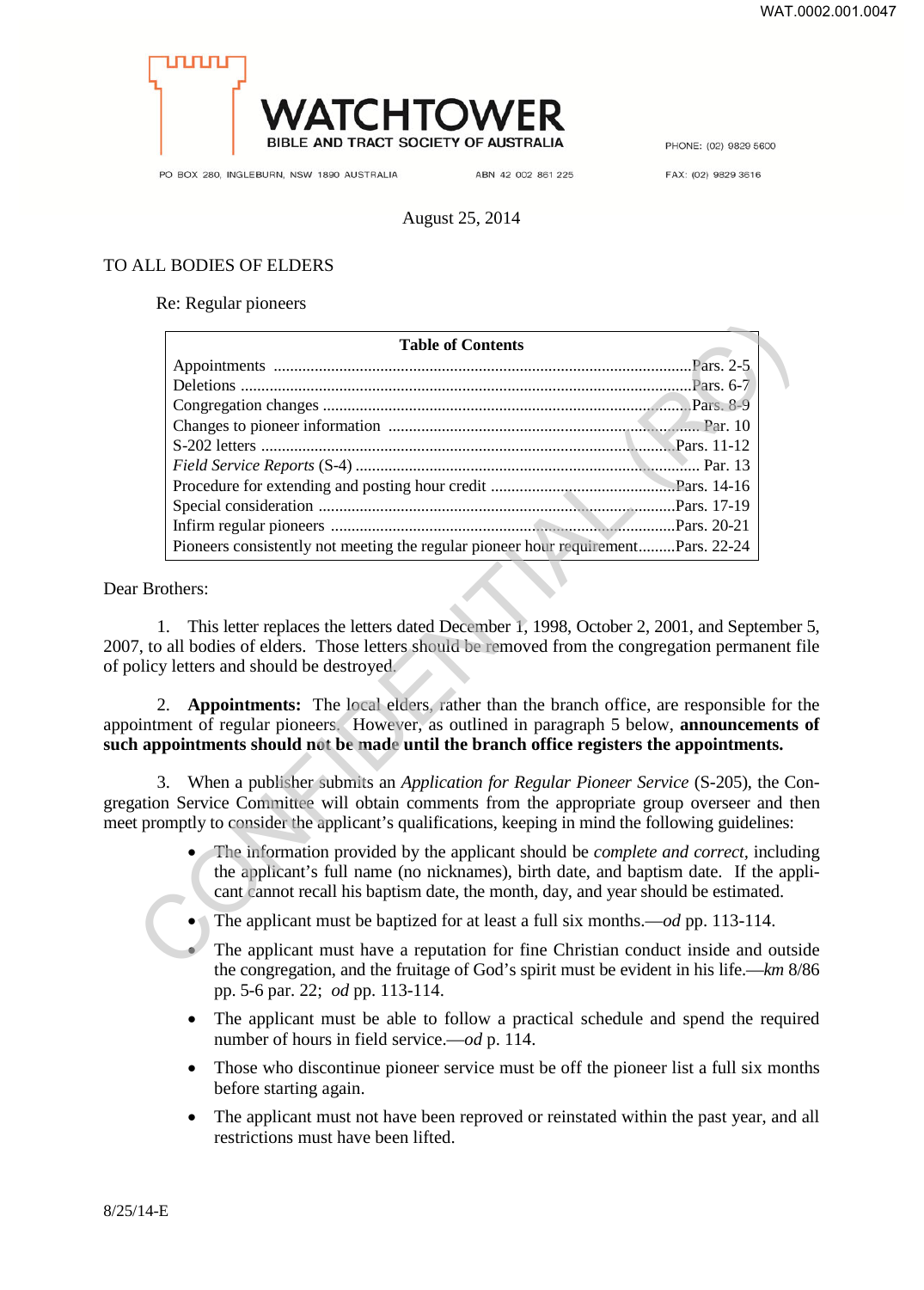WATCHTOWER
BIBLE AND TRACT SOCIETY OF AUSTRALIA

PO BOX 280, INGLEBURN, NSW 1890 AUSTRALIA ABN 42 002 861 225 PHONE: (02) 9829 5600 FAX: (02) 9829 3616

August 25, 2014

TO ALL BODIES OF ELDERS

Re: Regular pioneers

| Table of Contents | |
|---|---|
| Appointments | Pars. 2-5 |
| Deletions | Pars. 6-7 |
| Congregation changes | Pars. 8-9 |
| Changes to pioneer information | Par. 10 |
| S-202 letters | Pars. 11-12 |
| *Field Service Reports* (S-4) | Par. 13 |
| Procedure for extending and posting hour credit | Pars. 14-16 |
| Special consideration | Pars. 17-19 |
| Infirm regular pioneers | Pars. 20-21 |
| Pioneers consistently not meeting the regular pioneer hour requirement | Pars. 22-24 |

Dear Brothers:

1. This letter replaces the letters dated December 1, 1998, October 2, 2001, and September 5, 2007, to all bodies of elders. Those letters should be removed from the congregation permanent file of policy letters and should be destroyed.

2. **Appointments:** The local elders, rather than the branch office, are responsible for the appointment of regular pioneers. However, as outlined in paragraph 5 below, **announcements of such appointments should not be made until the branch office registers the appointments.**

3. When a publisher submits an *Application for Regular Pioneer Service* (S-205), the Congregation Service Committee will obtain comments from the appropriate group overseer and then meet promptly to consider the applicant's qualifications, keeping in mind the following guidelines:

- The information provided by the applicant should be *complete and correct*, including the applicant's full name (no nicknames), birth date, and baptism date. If the applicant cannot recall his baptism date, the month, day, and year should be estimated.
- The applicant must be baptized for at least a full six months.—*od* pp. 113-114.
- The applicant must have a reputation for fine Christian conduct inside and outside the congregation, and the fruitage of God's spirit must be evident in his life.—*km* 8/86 pp. 5-6 par. 22; *od* pp. 113-114.
- The applicant must be able to follow a practical schedule and spend the required number of hours in field service.—*od* p. 114.
- Those who discontinue pioneer service must be off the pioneer list a full six months before starting again.
- The applicant must not have been reproved or reinstated within the past year, and all restrictions must have been lifted.

8/25/14-E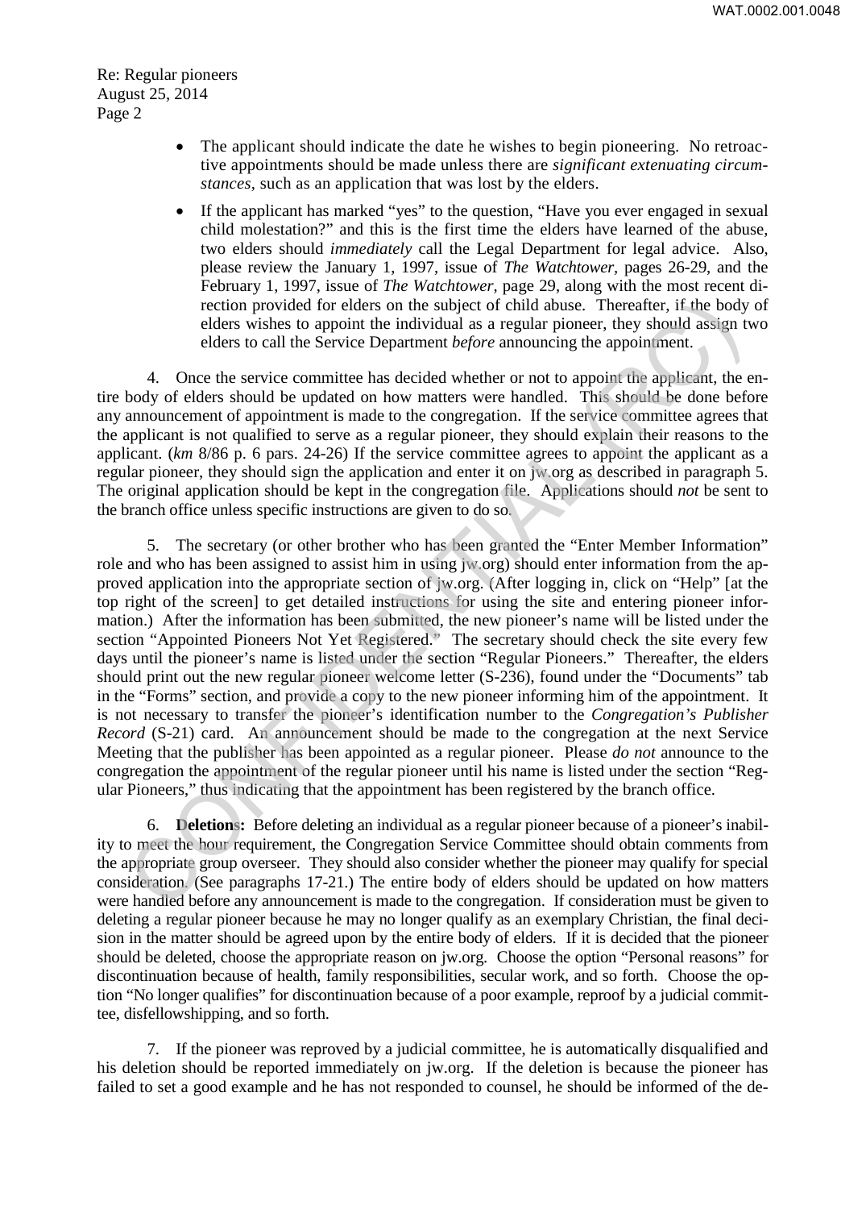- The applicant should indicate the date he wishes to begin pioneering. No retroactive appointments should be made unless there are *significant extenuating circumstances*, such as an application that was lost by the elders.
- If the applicant has marked "yes" to the question, "Have you ever engaged in sexual child molestation?" and this is the first time the elders have learned of the abuse, two elders should *immediately* call the Legal Department for legal advice. Also, please review the January 1, 1997, issue of *The Watchtower*, pages 26-29, and the February 1, 1997, issue of *The Watchtower*, page 29, along with the most recent direction provided for elders on the subject of child abuse. Thereafter, if the body of elders wishes to appoint the individual as a regular pioneer, they should assign two elders to call the Service Department *before* announcing the appointment.

4. Once the service committee has decided whether or not to appoint the applicant, the entire body of elders should be updated on how matters were handled. This should be done before any announcement of appointment is made to the congregation. If the service committee agrees that the applicant is not qualified to serve as a regular pioneer, they should explain their reasons to the applicant. (*km* 8/86 p. 6 pars. 24-26) If the service committee agrees to appoint the applicant as a regular pioneer, they should sign the application and enter it on jw.org as described in paragraph 5. The original application should be kept in the congregation file. Applications should *not* be sent to the branch office unless specific instructions are given to do so.

5. The secretary (or other brother who has been granted the "Enter Member Information" role and who has been assigned to assist him in using jw.org) should enter information from the approved application into the appropriate section of jw.org. (After logging in, click on "Help" [at the top right of the screen] to get detailed instructions for using the site and entering pioneer information.) After the information has been submitted, the new pioneer's name will be listed under the section "Appointed Pioneers Not Yet Registered." The secretary should check the site every few days until the pioneer's name is listed under the section "Regular Pioneers." Thereafter, the elders should print out the new regular pioneer welcome letter (S-236), found under the "Documents" tab in the "Forms" section, and provide a copy to the new pioneer informing him of the appointment. It is not necessary to transfer the pioneer's identification number to the *Congregation's Publisher Record* (S-21) card. An announcement should be made to the congregation at the next Service Meeting that the publisher has been appointed as a regular pioneer. Please *do not* announce to the congregation the appointment of the regular pioneer until his name is listed under the section "Regular Pioneers," thus indicating that the appointment has been registered by the branch office.

6. **Deletions:** Before deleting an individual as a regular pioneer because of a pioneer's inability to meet the hour requirement, the Congregation Service Committee should obtain comments from the appropriate group overseer. They should also consider whether the pioneer may qualify for special consideration. (See paragraphs 17-21.) The entire body of elders should be updated on how matters were handled before any announcement is made to the congregation. If consideration must be given to deleting a regular pioneer because he may no longer qualify as an exemplary Christian, the final decision in the matter should be agreed upon by the entire body of elders. If it is decided that the pioneer should be deleted, choose the appropriate reason on jw.org. Choose the option "Personal reasons" for discontinuation because of health, family responsibilities, secular work, and so forth. Choose the option "No longer qualifies" for discontinuation because of a poor example, reproof by a judicial committee, disfellowshipping, and so forth.

7. If the pioneer was reproved by a judicial committee, he is automatically disqualified and his deletion should be reported immediately on jw.org. If the deletion is because the pioneer has failed to set a good example and he has not responded to counsel, he should be informed of the de-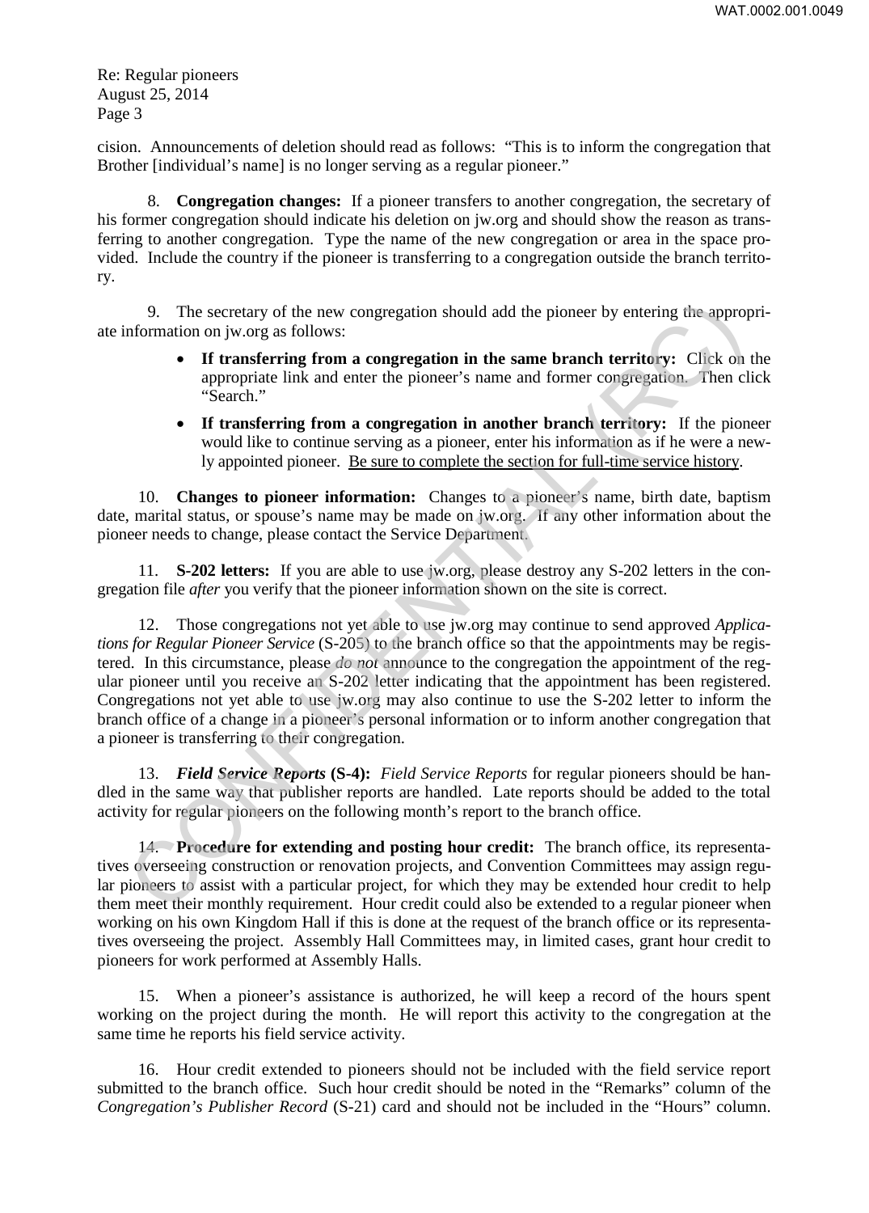Re: Regular pioneers
August 25, 2014
Page 3

cision. Announcements of deletion should read as follows: "This is to inform the congregation that Brother [individual's name] is no longer serving as a regular pioneer."

8. **Congregation changes:** If a pioneer transfers to another congregation, the secretary of his former congregation should indicate his deletion on jw.org and should show the reason as transferring to another congregation. Type the name of the new congregation or area in the space provided. Include the country if the pioneer is transferring to a congregation outside the branch territory.

9. The secretary of the new congregation should add the pioneer by entering the appropriate information on jw.org as follows:

- **If transferring from a congregation in the same branch territory:** Click on the appropriate link and enter the pioneer's name and former congregation. Then click "Search."
- **If transferring from a congregation in another branch territory:** If the pioneer would like to continue serving as a pioneer, enter his information as if he were a newly appointed pioneer. <u>Be sure to complete the section for full-time service history</u>.

10. **Changes to pioneer information:** Changes to a pioneer's name, birth date, baptism date, marital status, or spouse's name may be made on jw.org. If any other information about the pioneer needs to change, please contact the Service Department.

11. **S-202 letters:** If you are able to use jw.org, please destroy any S-202 letters in the congregation file *after* you verify that the pioneer information shown on the site is correct.

12. Those congregations not yet able to use jw.org may continue to send approved *Applications for Regular Pioneer Service* (S-205) to the branch office so that the appointments may be registered. In this circumstance, please *do not* announce to the congregation the appointment of the regular pioneer until you receive an S-202 letter indicating that the appointment has been registered. Congregations not yet able to use jw.org may also continue to use the S-202 letter to inform the branch office of a change in a pioneer's personal information or to inform another congregation that a pioneer is transferring to their congregation.

13. ***Field Service Reports* (S-4):** *Field Service Reports* for regular pioneers should be handled in the same way that publisher reports are handled. Late reports should be added to the total activity for regular pioneers on the following month's report to the branch office.

14. **Procedure for extending and posting hour credit:** The branch office, its representatives overseeing construction or renovation projects, and Convention Committees may assign regular pioneers to assist with a particular project, for which they may be extended hour credit to help them meet their monthly requirement. Hour credit could also be extended to a regular pioneer when working on his own Kingdom Hall if this is done at the request of the branch office or its representatives overseeing the project. Assembly Hall Committees may, in limited cases, grant hour credit to pioneers for work performed at Assembly Halls.

15. When a pioneer's assistance is authorized, he will keep a record of the hours spent working on the project during the month. He will report this activity to the congregation at the same time he reports his field service activity.

16. Hour credit extended to pioneers should not be included with the field service report submitted to the branch office. Such hour credit should be noted in the "Remarks" column of the *Congregation's Publisher Record* (S-21) card and should not be included in the "Hours" column.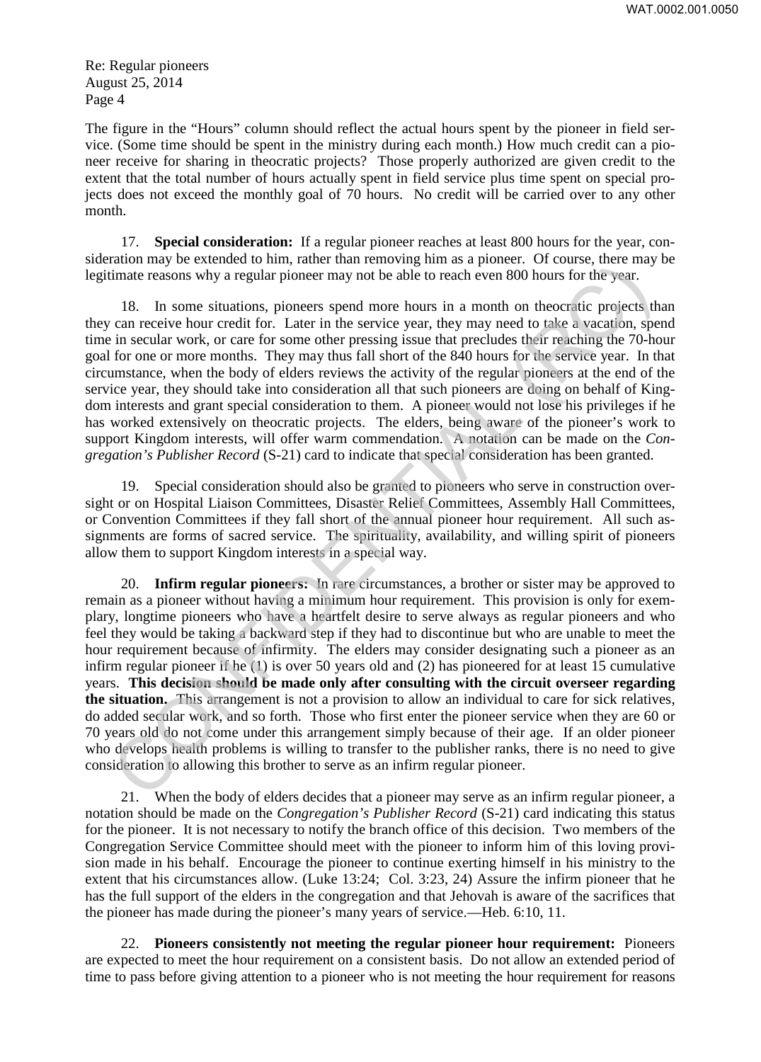The figure in the "Hours" column should reflect the actual hours spent by the pioneer in field service. (Some time should be spent in the ministry during each month.) How much credit can a pioneer receive for sharing in theocratic projects? Those properly authorized are given credit to the extent that the total number of hours actually spent in field service plus time spent on special projects does not exceed the monthly goal of 70 hours. No credit will be carried over to any other month.

17. **Special consideration:** If a regular pioneer reaches at least 800 hours for the year, consideration may be extended to him, rather than removing him as a pioneer. Of course, there may be legitimate reasons why a regular pioneer may not be able to reach even 800 hours for the year.

18. In some situations, pioneers spend more hours in a month on theocratic projects than they can receive hour credit for. Later in the service year, they may need to take a vacation, spend time in secular work, or care for some other pressing issue that precludes their reaching the 70-hour goal for one or more months. They may thus fall short of the 840 hours for the service year. In that circumstance, when the body of elders reviews the activity of the regular pioneers at the end of the service year, they should take into consideration all that such pioneers are doing on behalf of Kingdom interests and grant special consideration to them. A pioneer would not lose his privileges if he has worked extensively on theocratic projects. The elders, being aware of the pioneer's work to support Kingdom interests, will offer warm commendation. A notation can be made on the *Congregation's Publisher Record* (S-21) card to indicate that special consideration has been granted.

19. Special consideration should also be granted to pioneers who serve in construction oversight or on Hospital Liaison Committees, Disaster Relief Committees, Assembly Hall Committees, or Convention Committees if they fall short of the annual pioneer hour requirement. All such assignments are forms of sacred service. The spirituality, availability, and willing spirit of pioneers allow them to support Kingdom interests in a special way.

20. **Infirm regular pioneers:** In rare circumstances, a brother or sister may be approved to remain as a pioneer without having a minimum hour requirement. This provision is only for exemplary, longtime pioneers who have a heartfelt desire to serve always as regular pioneers and who feel they would be taking a backward step if they had to discontinue but who are unable to meet the hour requirement because of infirmity. The elders may consider designating such a pioneer as an infirm regular pioneer if he (1) is over 50 years old and (2) has pioneered for at least 15 cumulative years. **This decision should be made only after consulting with the circuit overseer regarding the situation.** This arrangement is not a provision to allow an individual to care for sick relatives, do added secular work, and so forth. Those who first enter the pioneer service when they are 60 or 70 years old do not come under this arrangement simply because of their age. If an older pioneer who develops health problems is willing to transfer to the publisher ranks, there is no need to give consideration to allowing this brother to serve as an infirm regular pioneer.

21. When the body of elders decides that a pioneer may serve as an infirm regular pioneer, a notation should be made on the *Congregation's Publisher Record* (S-21) card indicating this status for the pioneer. It is not necessary to notify the branch office of this decision. Two members of the Congregation Service Committee should meet with the pioneer to inform him of this loving provision made in his behalf. Encourage the pioneer to continue exerting himself in his ministry to the extent that his circumstances allow. (Luke 13:24; Col. 3:23, 24) Assure the infirm pioneer that he has the full support of the elders in the congregation and that Jehovah is aware of the sacrifices that the pioneer has made during the pioneer's many years of service.—Heb. 6:10, 11.

22. **Pioneers consistently not meeting the regular pioneer hour requirement:** Pioneers are expected to meet the hour requirement on a consistent basis. Do not allow an extended period of time to pass before giving attention to a pioneer who is not meeting the hour requirement for reasons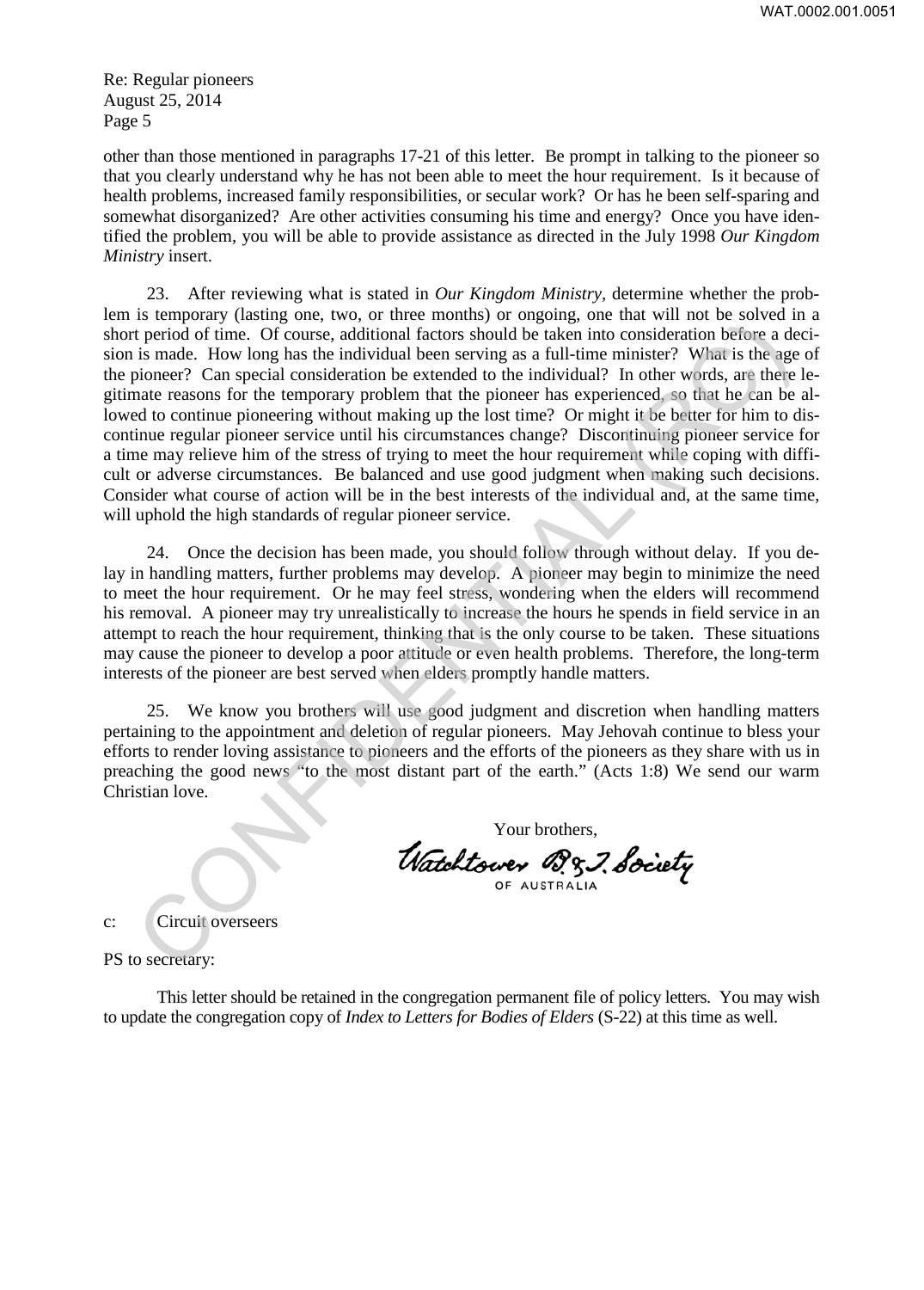Re: Regular pioneers
August 25, 2014
Page 5

other than those mentioned in paragraphs 17-21 of this letter. Be prompt in talking to the pioneer so that you clearly understand why he has not been able to meet the hour requirement. Is it because of health problems, increased family responsibilities, or secular work? Or has he been self-sparing and somewhat disorganized? Are other activities consuming his time and energy? Once you have identified the problem, you will be able to provide assistance as directed in the July 1998 *Our Kingdom Ministry* insert.

23. After reviewing what is stated in *Our Kingdom Ministry*, determine whether the problem is temporary (lasting one, two, or three months) or ongoing, one that will not be solved in a short period of time. Of course, additional factors should be taken into consideration before a decision is made. How long has the individual been serving as a full-time minister? What is the age of the pioneer? Can special consideration be extended to the individual? In other words, are there legitimate reasons for the temporary problem that the pioneer has experienced, so that he can be allowed to continue pioneering without making up the lost time? Or might it be better for him to discontinue regular pioneer service until his circumstances change? Discontinuing pioneer service for a time may relieve him of the stress of trying to meet the hour requirement while coping with difficult or adverse circumstances. Be balanced and use good judgment when making such decisions. Consider what course of action will be in the best interests of the individual and, at the same time, will uphold the high standards of regular pioneer service.

24. Once the decision has been made, you should follow through without delay. If you delay in handling matters, further problems may develop. A pioneer may begin to minimize the need to meet the hour requirement. Or he may feel stress, wondering when the elders will recommend his removal. A pioneer may try unrealistically to increase the hours he spends in field service in an attempt to reach the hour requirement, thinking that is the only course to be taken. These situations may cause the pioneer to develop a poor attitude or even health problems. Therefore, the long-term interests of the pioneer are best served when elders promptly handle matters.

25. We know you brothers will use good judgment and discretion when handling matters pertaining to the appointment and deletion of regular pioneers. May Jehovah continue to bless your efforts to render loving assistance to pioneers and the efforts of the pioneers as they share with us in preaching the good news "to the most distant part of the earth." (Acts 1:8) We send our warm Christian love.

Your brothers,

Watchtower B. & T. Society
OF AUSTRALIA

c: Circuit overseers

PS to secretary:

This letter should be retained in the congregation permanent file of policy letters. You may wish to update the congregation copy of *Index to Letters for Bodies of Elders* (S-22) at this time as well.